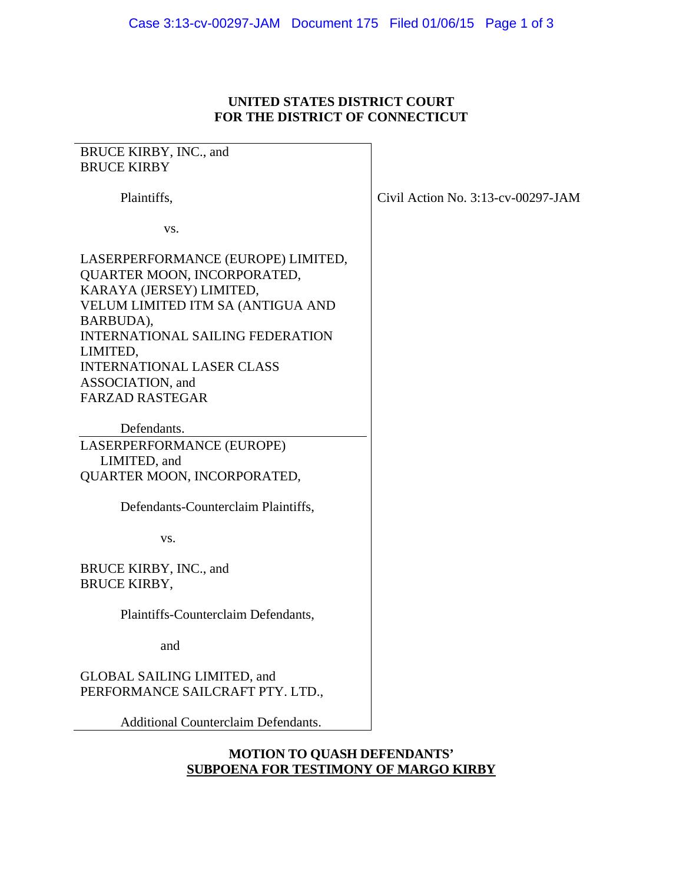**UNITED STATES DISTRICT COURT**
**FOR THE DISTRICT OF CONNECTICUT**

| | |
|---|---|
| BRUCE KIRBY, INC., and<br>BRUCE KIRBY<br><br>Plaintiffs,<br><br>vs.<br><br>LASERPERFORMANCE (EUROPE) LIMITED,<br>QUARTER MOON, INCORPORATED,<br>KARAYA (JERSEY) LIMITED,<br>VELUM LIMITED ITM SA (ANTIGUA AND BARBUDA),<br>INTERNATIONAL SAILING FEDERATION LIMITED,<br>INTERNATIONAL LASER CLASS ASSOCIATION, and<br>FARZAD RASTEGAR<br><br>Defendants. | Civil Action No. 3:13-cv-00297-JAM |
| LASERPERFORMANCE (EUROPE) LIMITED, and<br>QUARTER MOON, INCORPORATED,<br><br>Defendants-Counterclaim Plaintiffs,<br><br>vs.<br><br>BRUCE KIRBY, INC., and<br>BRUCE KIRBY,<br><br>Plaintiffs-Counterclaim Defendants,<br><br>and<br><br>GLOBAL SAILING LIMITED, and<br>PERFORMANCE SAILCRAFT PTY. LTD.,<br><br>Additional Counterclaim Defendants. | |

**MOTION TO QUASH DEFENDANTS' SUBPOENA FOR TESTIMONY OF MARGO KIRBY**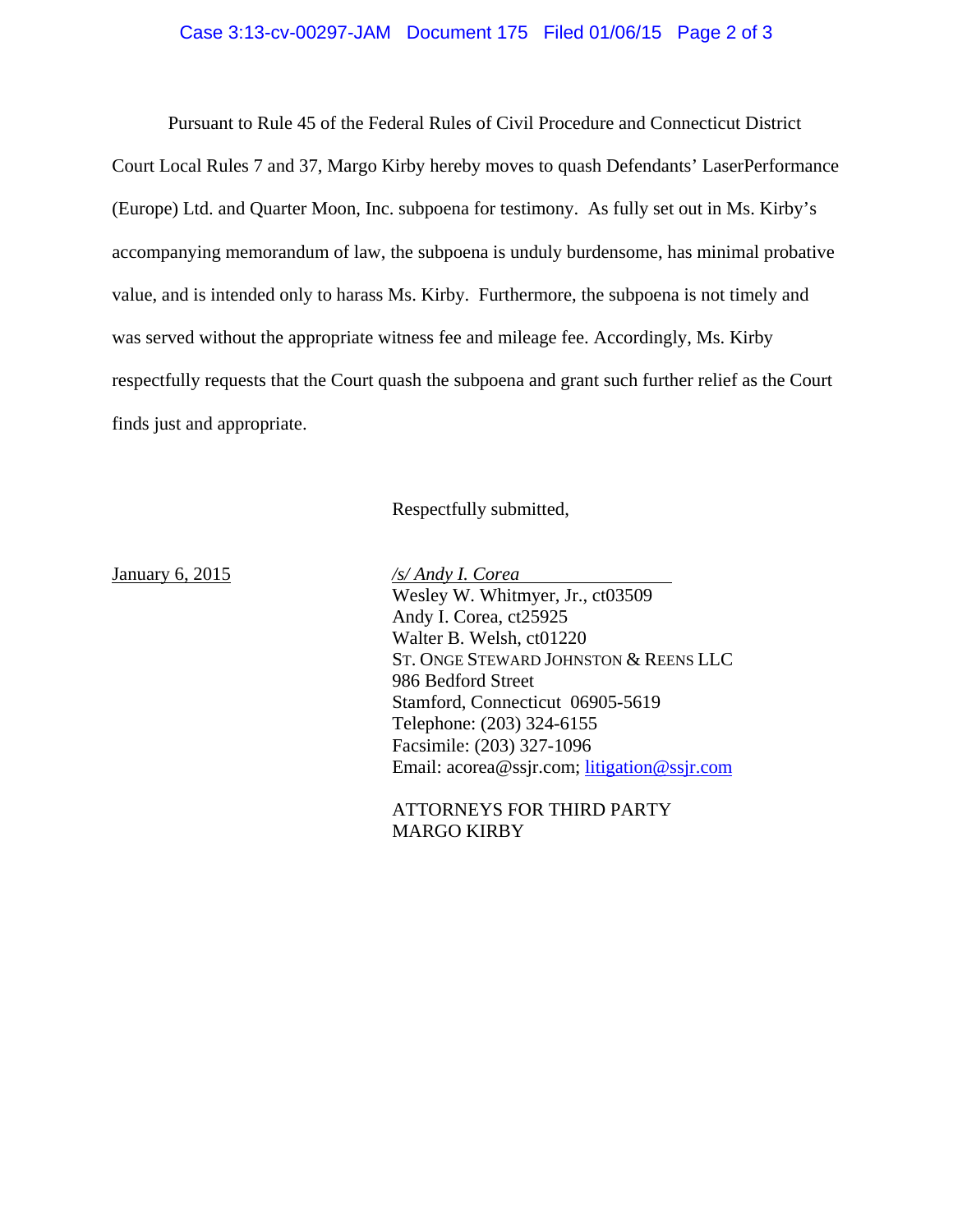Pursuant to Rule 45 of the Federal Rules of Civil Procedure and Connecticut District Court Local Rules 7 and 37, Margo Kirby hereby moves to quash Defendants' LaserPerformance (Europe) Ltd. and Quarter Moon, Inc. subpoena for testimony. As fully set out in Ms. Kirby's accompanying memorandum of law, the subpoena is unduly burdensome, has minimal probative value, and is intended only to harass Ms. Kirby. Furthermore, the subpoena is not timely and was served without the appropriate witness fee and mileage fee. Accordingly, Ms. Kirby respectfully requests that the Court quash the subpoena and grant such further relief as the Court finds just and appropriate.

Respectfully submitted,

January 6, 2015

*/s/ Andy I. Corea*
Wesley W. Whitmyer, Jr., ct03509
Andy I. Corea, ct25925
Walter B. Welsh, ct01220
ST. ONGE STEWARD JOHNSTON & REENS LLC
986 Bedford Street
Stamford, Connecticut 06905-5619
Telephone: (203) 324-6155
Facsimile: (203) 327-1096
Email: acorea@ssjr.com; litigation@ssjr.com

ATTORNEYS FOR THIRD PARTY
MARGO KIRBY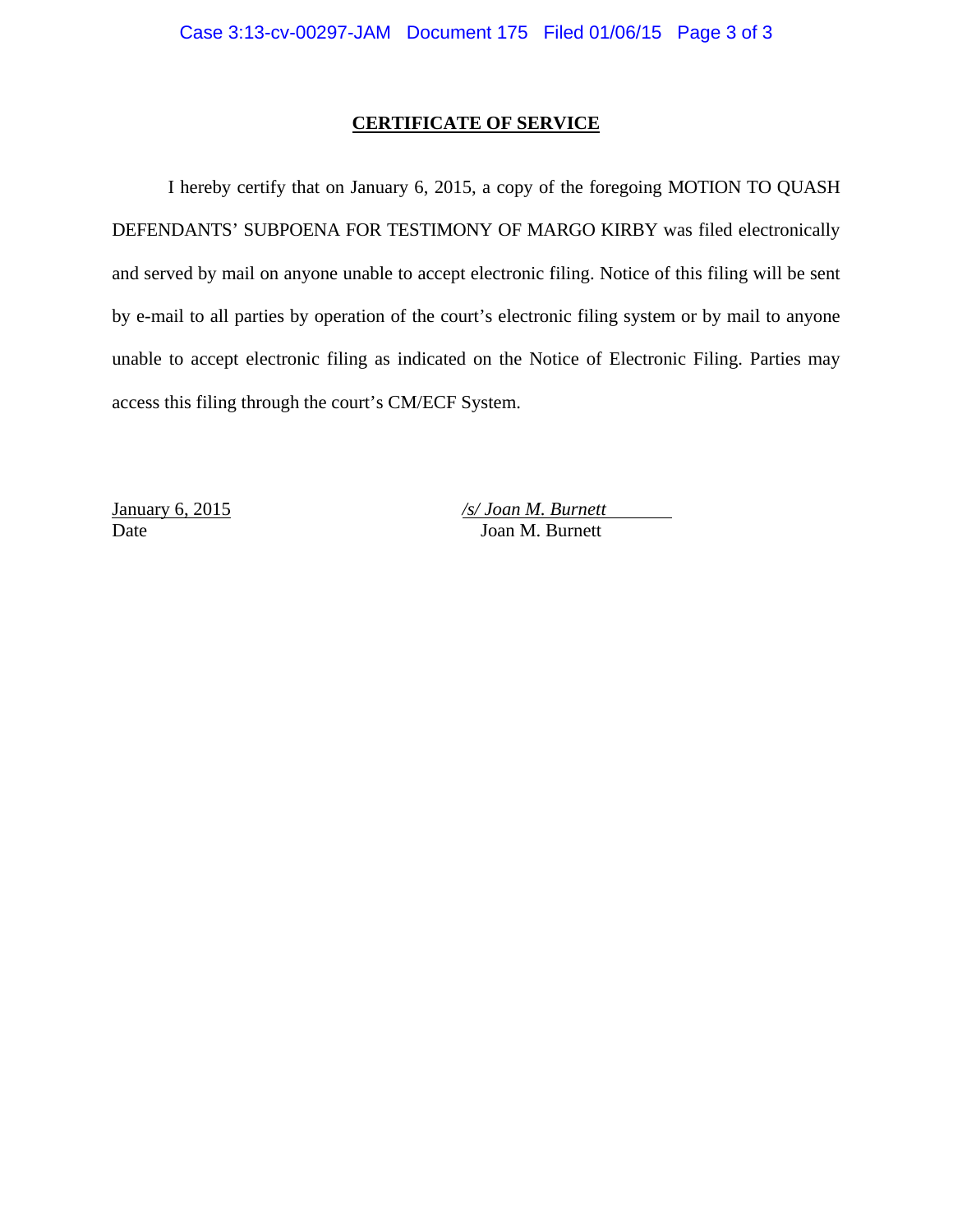## CERTIFICATE OF SERVICE

I hereby certify that on January 6, 2015, a copy of the foregoing MOTION TO QUASH DEFENDANTS' SUBPOENA FOR TESTIMONY OF MARGO KIRBY was filed electronically and served by mail on anyone unable to accept electronic filing. Notice of this filing will be sent by e-mail to all parties by operation of the court's electronic filing system or by mail to anyone unable to accept electronic filing as indicated on the Notice of Electronic Filing. Parties may access this filing through the court's CM/ECF System.

January 6, 2015
Date

*/s/ Joan M. Burnett*
Joan M. Burnett